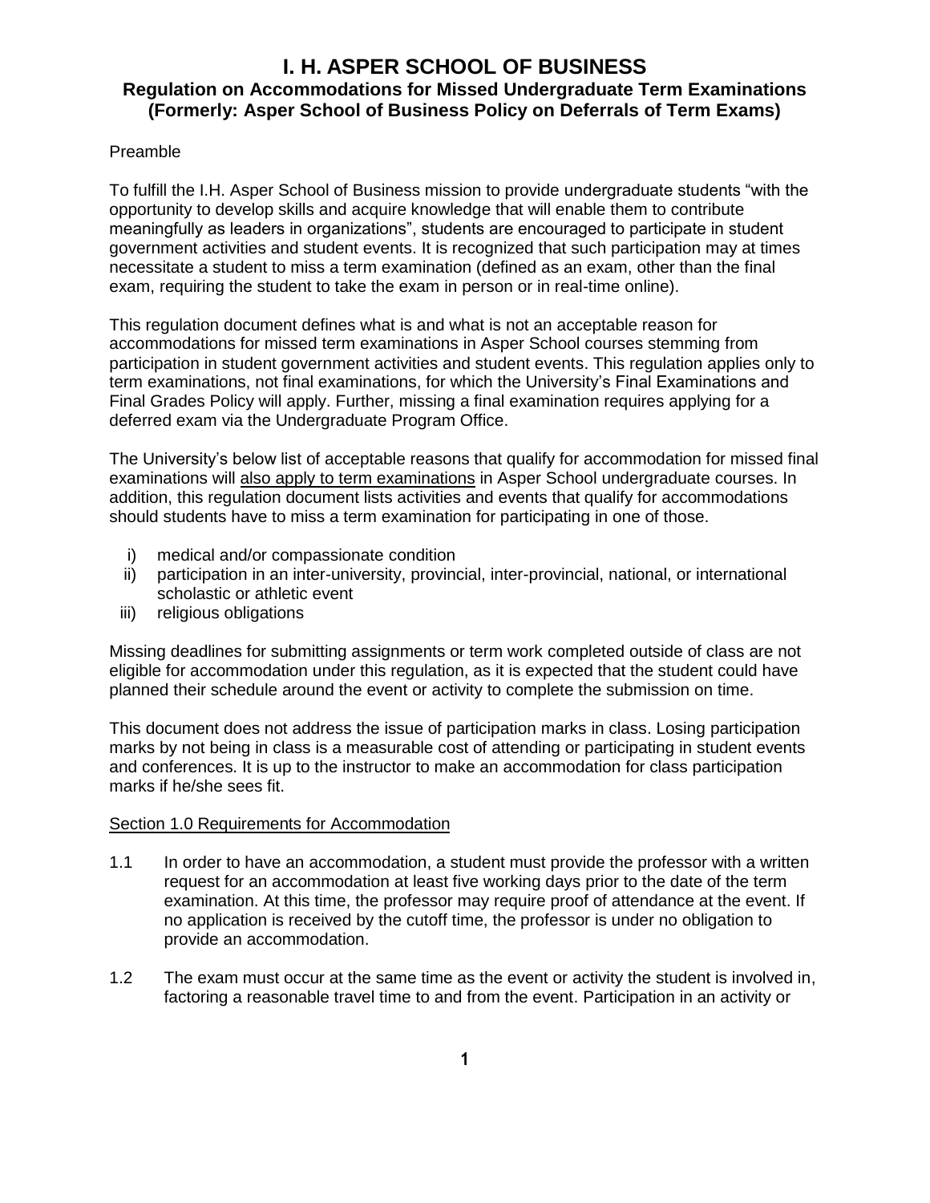# I. H. ASPER SCHOOL OF BUSINESS

## Regulation on Accommodations for Missed Undergraduate Term Examinations (Formerly: Asper School of Business Policy on Deferrals of Term Exams)

Preamble

To fulfill the I.H. Asper School of Business mission to provide undergraduate students "with the opportunity to develop skills and acquire knowledge that will enable them to contribute meaningfully as leaders in organizations", students are encouraged to participate in student government activities and student events. It is recognized that such participation may at times necessitate a student to miss a term examination (defined as an exam, other than the final exam, requiring the student to take the exam in person or in real-time online).

This regulation document defines what is and what is not an acceptable reason for accommodations for missed term examinations in Asper School courses stemming from participation in student government activities and student events. This regulation applies only to term examinations, not final examinations, for which the University's Final Examinations and Final Grades Policy will apply. Further, missing a final examination requires applying for a deferred exam via the Undergraduate Program Office.

The University's below list of acceptable reasons that qualify for accommodation for missed final examinations will also apply to term examinations in Asper School undergraduate courses. In addition, this regulation document lists activities and events that qualify for accommodations should students have to miss a term examination for participating in one of those.

i) medical and/or compassionate condition
ii) participation in an inter-university, provincial, inter-provincial, national, or international scholastic or athletic event
iii) religious obligations

Missing deadlines for submitting assignments or term work completed outside of class are not eligible for accommodation under this regulation, as it is expected that the student could have planned their schedule around the event or activity to complete the submission on time.

This document does not address the issue of participation marks in class. Losing participation marks by not being in class is a measurable cost of attending or participating in student events and conferences. It is up to the instructor to make an accommodation for class participation marks if he/she sees fit.

Section 1.0 Requirements for Accommodation

1.1 In order to have an accommodation, a student must provide the professor with a written request for an accommodation at least five working days prior to the date of the term examination. At this time, the professor may require proof of attendance at the event. If no application is received by the cutoff time, the professor is under no obligation to provide an accommodation.

1.2 The exam must occur at the same time as the event or activity the student is involved in, factoring a reasonable travel time to and from the event. Participation in an activity or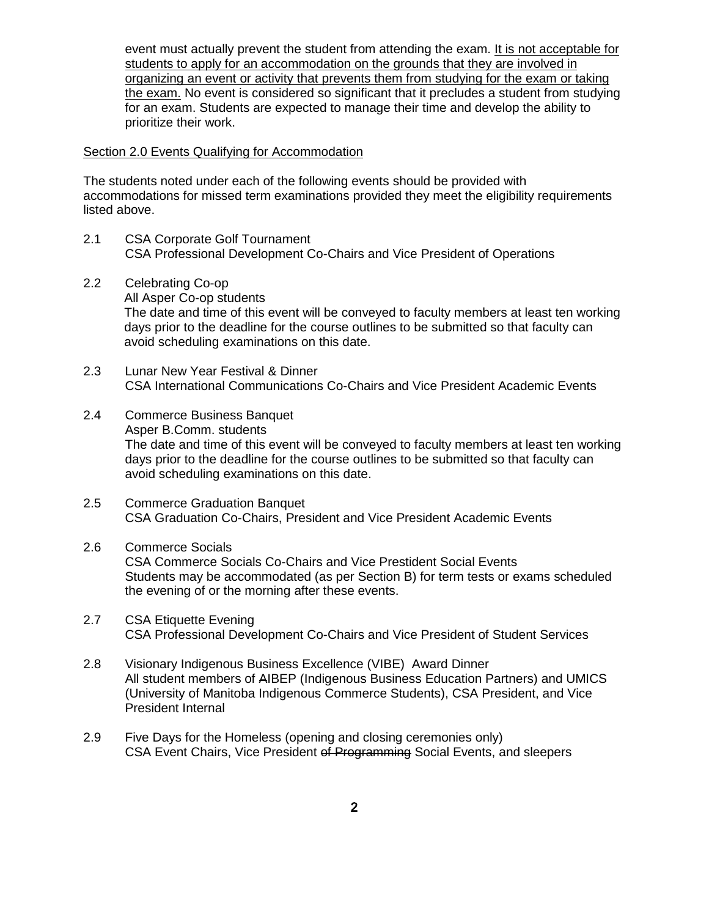event must actually prevent the student from attending the exam. <u>It is not acceptable for students to apply for an accommodation on the grounds that they are involved in organizing an event or activity that prevents them from studying for the exam or taking the exam.</u> No event is considered so significant that it precludes a student from studying for an exam. Students are expected to manage their time and develop the ability to prioritize their work.

<u>Section 2.0 Events Qualifying for Accommodation</u>

The students noted under each of the following events should be provided with accommodations for missed term examinations provided they meet the eligibility requirements listed above.

2.1 CSA Corporate Golf Tournament
CSA Professional Development Co-Chairs and Vice President of Operations

2.2 Celebrating Co-op
All Asper Co-op students
The date and time of this event will be conveyed to faculty members at least ten working days prior to the deadline for the course outlines to be submitted so that faculty can avoid scheduling examinations on this date.

2.3 Lunar New Year Festival & Dinner
CSA International Communications Co-Chairs and Vice President Academic Events

2.4 Commerce Business Banquet
Asper B.Comm. students
The date and time of this event will be conveyed to faculty members at least ten working days prior to the deadline for the course outlines to be submitted so that faculty can avoid scheduling examinations on this date.

2.5 Commerce Graduation Banquet
CSA Graduation Co-Chairs, President and Vice President Academic Events

2.6 Commerce Socials
CSA Commerce Socials Co-Chairs and Vice Prestident Social Events
Students may be accommodated (as per Section B) for term tests or exams scheduled the evening of or the morning after these events.

2.7 CSA Etiquette Evening
CSA Professional Development Co-Chairs and Vice President of Student Services

2.8 Visionary Indigenous Business Excellence (VIBE) Award Dinner
All student members of ~~A~~IBEP (Indigenous Business Education Partners) and UMICS (University of Manitoba Indigenous Commerce Students), CSA President, and Vice President Internal

2.9 Five Days for the Homeless (opening and closing ceremonies only)
CSA Event Chairs, Vice President ~~of Programming~~ Social Events, and sleepers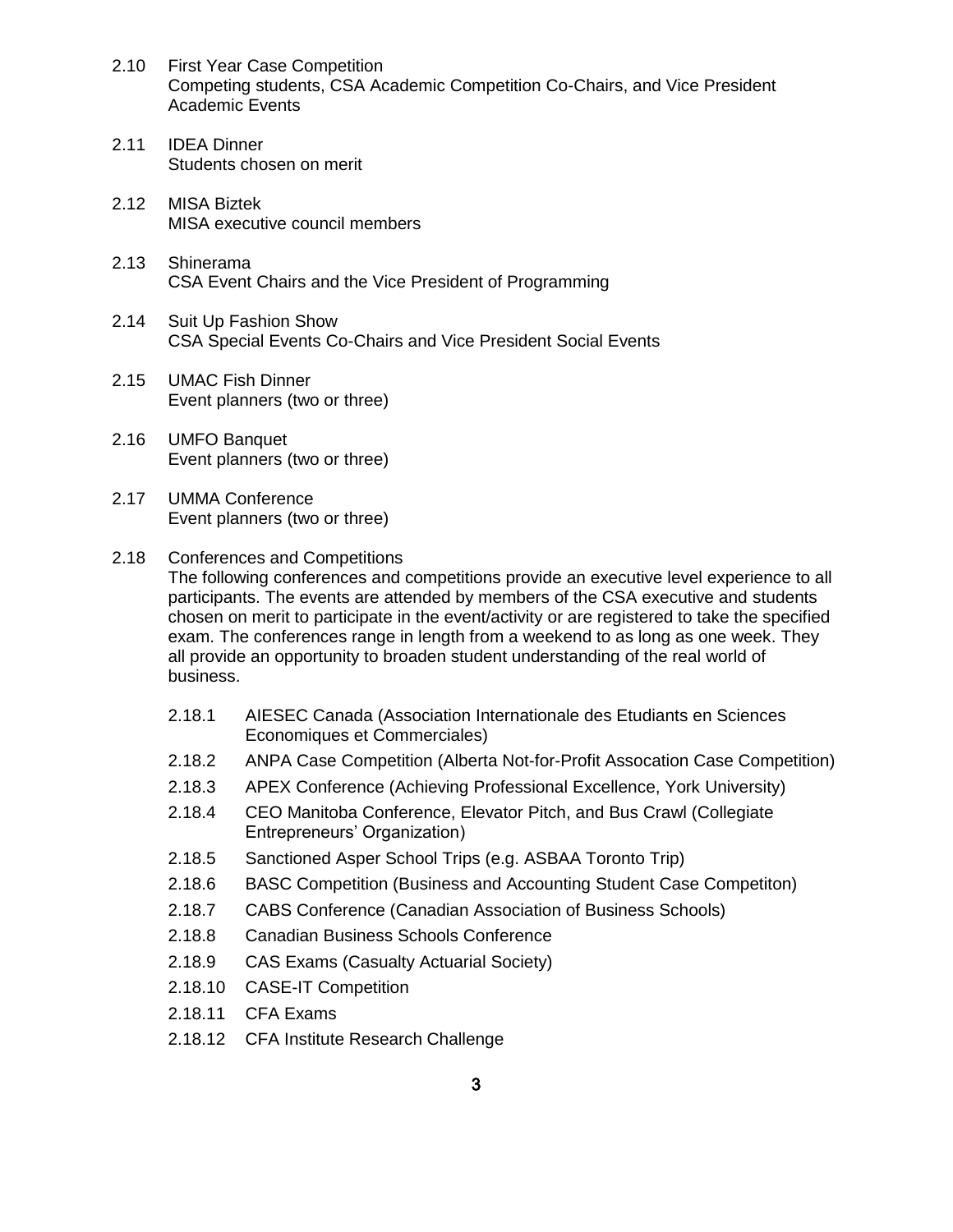2.10 First Year Case Competition
Competing students, CSA Academic Competition Co-Chairs, and Vice President Academic Events

2.11 IDEA Dinner
Students chosen on merit

2.12 MISA Biztek
MISA executive council members

2.13 Shinerama
CSA Event Chairs and the Vice President of Programming

2.14 Suit Up Fashion Show
CSA Special Events Co-Chairs and Vice President Social Events

2.15 UMAC Fish Dinner
Event planners (two or three)

2.16 UMFO Banquet
Event planners (two or three)

2.17 UMMA Conference
Event planners (two or three)

2.18 Conferences and Competitions
The following conferences and competitions provide an executive level experience to all participants. The events are attended by members of the CSA executive and students chosen on merit to participate in the event/activity or are registered to take the specified exam. The conferences range in length from a weekend to as long as one week. They all provide an opportunity to broaden student understanding of the real world of business.

- 2.18.1 AIESEC Canada (Association Internationale des Etudiants en Sciences Economiques et Commerciales)
- 2.18.2 ANPA Case Competition (Alberta Not-for-Profit Assocation Case Competition)
- 2.18.3 APEX Conference (Achieving Professional Excellence, York University)
- 2.18.4 CEO Manitoba Conference, Elevator Pitch, and Bus Crawl (Collegiate Entrepreneurs' Organization)
- 2.18.5 Sanctioned Asper School Trips (e.g. ASBAA Toronto Trip)
- 2.18.6 BASC Competition (Business and Accounting Student Case Competiton)
- 2.18.7 CABS Conference (Canadian Association of Business Schools)
- 2.18.8 Canadian Business Schools Conference
- 2.18.9 CAS Exams (Casualty Actuarial Society)
- 2.18.10 CASE-IT Competition
- 2.18.11 CFA Exams
- 2.18.12 CFA Institute Research Challenge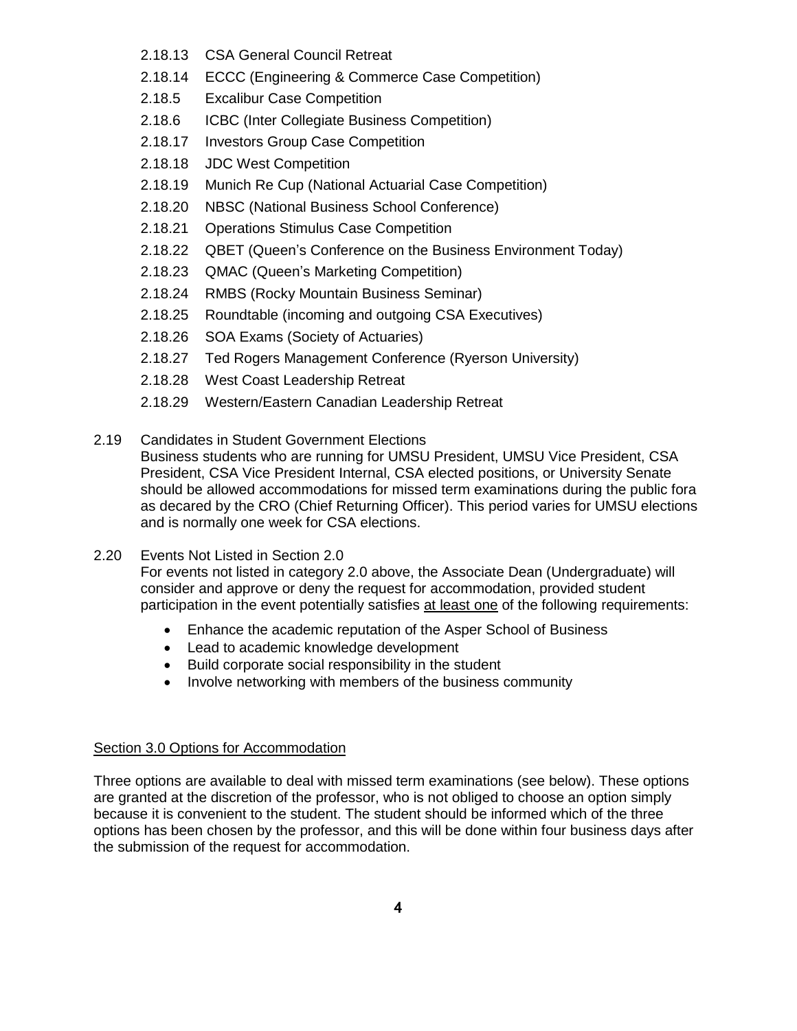2.18.13 CSA General Council Retreat
2.18.14 ECCC (Engineering & Commerce Case Competition)
2.18.5 Excalibur Case Competition
2.18.6 ICBC (Inter Collegiate Business Competition)
2.18.17 Investors Group Case Competition
2.18.18 JDC West Competition
2.18.19 Munich Re Cup (National Actuarial Case Competition)
2.18.20 NBSC (National Business School Conference)
2.18.21 Operations Stimulus Case Competition
2.18.22 QBET (Queen's Conference on the Business Environment Today)
2.18.23 QMAC (Queen's Marketing Competition)
2.18.24 RMBS (Rocky Mountain Business Seminar)
2.18.25 Roundtable (incoming and outgoing CSA Executives)
2.18.26 SOA Exams (Society of Actuaries)
2.18.27 Ted Rogers Management Conference (Ryerson University)
2.18.28 West Coast Leadership Retreat
2.18.29 Western/Eastern Canadian Leadership Retreat

2.19 Candidates in Student Government Elections
Business students who are running for UMSU President, UMSU Vice President, CSA President, CSA Vice President Internal, CSA elected positions, or University Senate should be allowed accommodations for missed term examinations during the public fora as decared by the CRO (Chief Returning Officer). This period varies for UMSU elections and is normally one week for CSA elections.

2.20 Events Not Listed in Section 2.0
For events not listed in category 2.0 above, the Associate Dean (Undergraduate) will consider and approve or deny the request for accommodation, provided student participation in the event potentially satisfies at least one of the following requirements:

- Enhance the academic reputation of the Asper School of Business
- Lead to academic knowledge development
- Build corporate social responsibility in the student
- Involve networking with members of the business community

## Section 3.0 Options for Accommodation

Three options are available to deal with missed term examinations (see below). These options are granted at the discretion of the professor, who is not obliged to choose an option simply because it is convenient to the student. The student should be informed which of the three options has been chosen by the professor, and this will be done within four business days after the submission of the request for accommodation.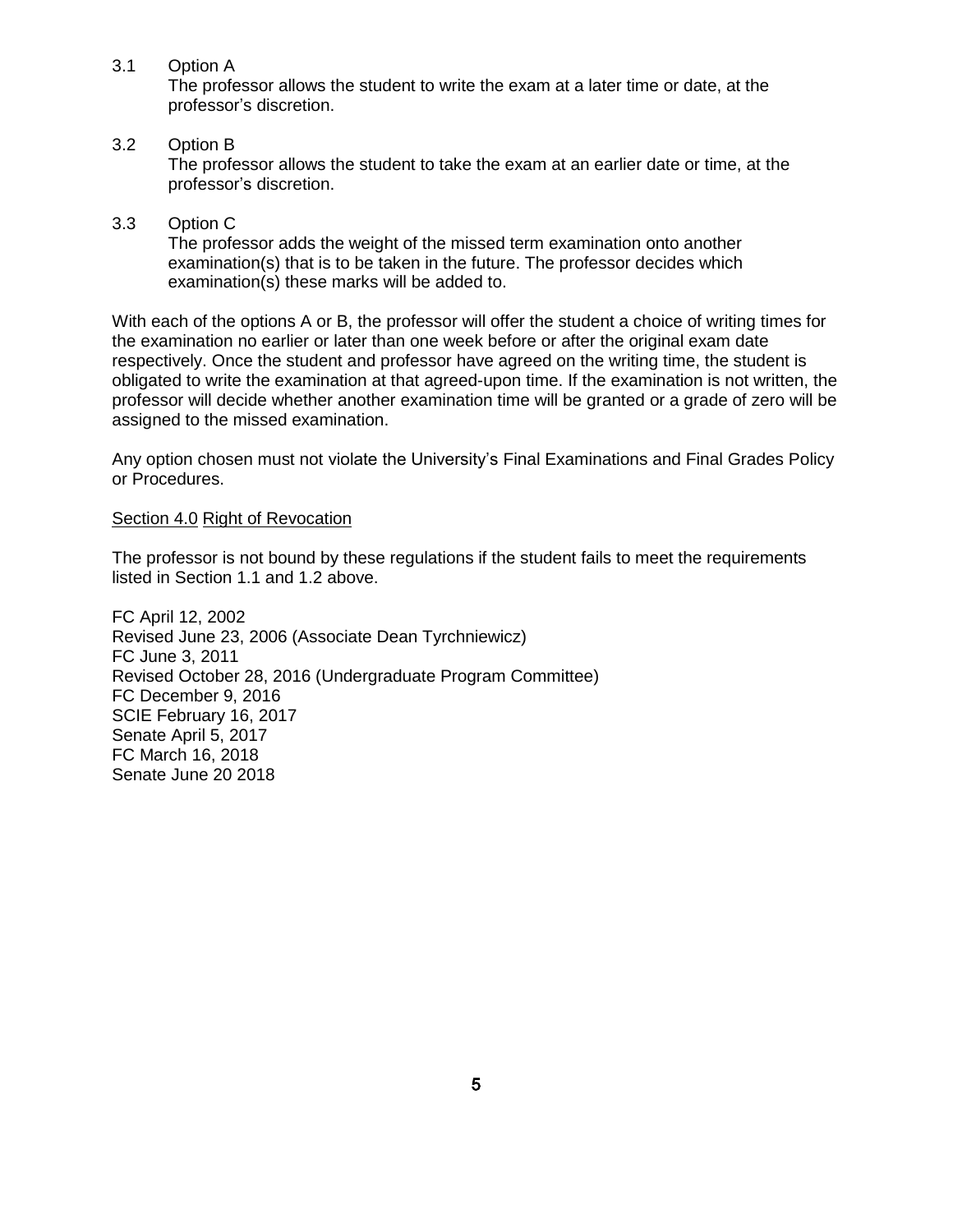3.1 Option A
The professor allows the student to write the exam at a later time or date, at the professor's discretion.

3.2 Option B
The professor allows the student to take the exam at an earlier date or time, at the professor's discretion.

3.3 Option C
The professor adds the weight of the missed term examination onto another examination(s) that is to be taken in the future. The professor decides which examination(s) these marks will be added to.

With each of the options A or B, the professor will offer the student a choice of writing times for the examination no earlier or later than one week before or after the original exam date respectively. Once the student and professor have agreed on the writing time, the student is obligated to write the examination at that agreed-upon time. If the examination is not written, the professor will decide whether another examination time will be granted or a grade of zero will be assigned to the missed examination.

Any option chosen must not violate the University's Final Examinations and Final Grades Policy or Procedures.

<u>Section 4.0</u> <u>Right of Revocation</u>

The professor is not bound by these regulations if the student fails to meet the requirements listed in Section 1.1 and 1.2 above.

FC April 12, 2002
Revised June 23, 2006 (Associate Dean Tyrchniewicz)
FC June 3, 2011
Revised October 28, 2016 (Undergraduate Program Committee)
FC December 9, 2016
SCIE February 16, 2017
Senate April 5, 2017
FC March 16, 2018
Senate June 20 2018